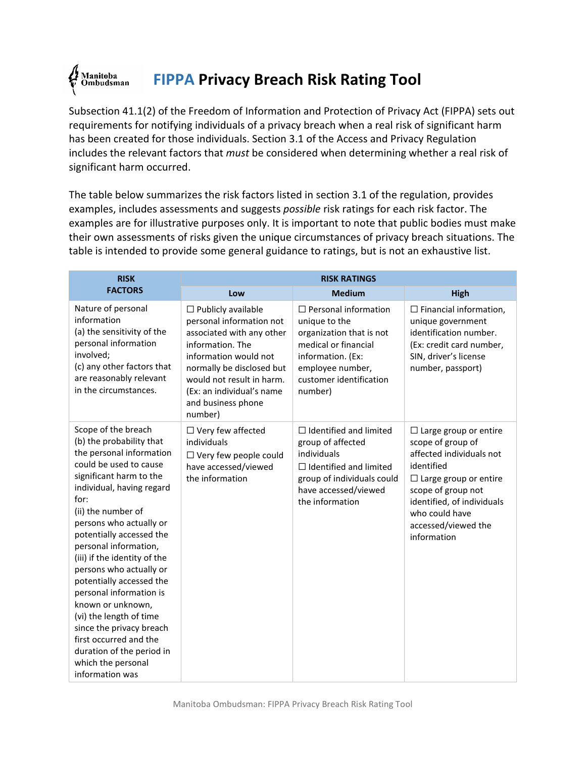# FIPPA Privacy Breach Risk Rating Tool

Subsection 41.1(2) of the Freedom of Information and Protection of Privacy Act (FIPPA) sets out requirements for notifying individuals of a privacy breach when a real risk of significant harm has been created for those individuals. Section 3.1 of the Access and Privacy Regulation includes the relevant factors that *must* be considered when determining whether a real risk of significant harm occurred.

The table below summarizes the risk factors listed in section 3.1 of the regulation, provides examples, includes assessments and suggests *possible* risk ratings for each risk factor. The examples are for illustrative purposes only. It is important to note that public bodies must make their own assessments of risks given the unique circumstances of privacy breach situations. The table is intended to provide some general guidance to ratings, but is not an exhaustive list.

| RISK FACTORS | RISK RATINGS | | |
|---|---|---|---|
| | Low | Medium | High |
| Nature of personal information<br>(a) the sensitivity of the personal information involved;<br>(c) any other factors that are reasonably relevant in the circumstances. | ☐ Publicly available personal information not associated with any other information. The information would not normally be disclosed but would not result in harm. (Ex: an individual's name and business phone number) | ☐ Personal information unique to the organization that is not medical or financial information. (Ex: employee number, customer identification number) | ☐ Financial information, unique government identification number. (Ex: credit card number, SIN, driver's license number, passport) |
| Scope of the breach<br>(b) the probability that the personal information could be used to cause significant harm to the individual, having regard for:<br>(ii) the number of persons who actually or potentially accessed the personal information,<br>(iii) if the identity of the persons who actually or potentially accessed the personal information is known or unknown,<br>(vi) the length of time since the privacy breach first occurred and the duration of the period in which the personal information was | ☐ Very few affected individuals<br>☐ Very few people could have accessed/viewed the information | ☐ Identified and limited group of affected individuals<br>☐ Identified and limited group of individuals could have accessed/viewed the information | ☐ Large group or entire scope of group of affected individuals not identified<br>☐ Large group or entire scope of group not identified, of individuals who could have accessed/viewed the information |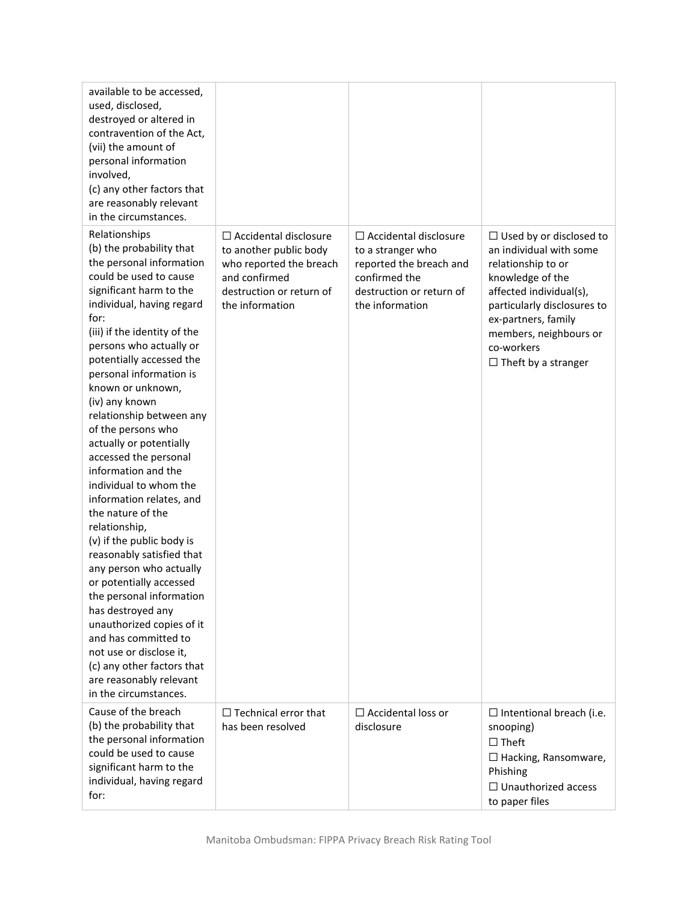| | | | |
|---|---|---|---|
| available to be accessed, used, disclosed, destroyed or altered in contravention of the Act,<br>(vii) the amount of personal information involved,<br>(c) any other factors that are reasonably relevant in the circumstances. | | | |
| Relationships<br>(b) the probability that the personal information could be used to cause significant harm to the individual, having regard for:<br>(iii) if the identity of the persons who actually or potentially accessed the personal information is known or unknown,<br>(iv) any known relationship between any of the persons who actually or potentially accessed the personal information and the individual to whom the information relates, and the nature of the relationship,<br>(v) if the public body is reasonably satisfied that any person who actually or potentially accessed the personal information has destroyed any unauthorized copies of it and has committed to not use or disclose it,<br>(c) any other factors that are reasonably relevant in the circumstances. | ☐ Accidental disclosure to another public body who reported the breach and confirmed destruction or return of the information | ☐ Accidental disclosure to a stranger who reported the breach and confirmed the destruction or return of the information | ☐ Used by or disclosed to an individual with some relationship to or knowledge of the affected individual(s), particularly disclosures to ex-partners, family members, neighbours or co-workers<br>☐ Theft by a stranger |
| Cause of the breach<br>(b) the probability that the personal information could be used to cause significant harm to the individual, having regard for: | ☐ Technical error that has been resolved | ☐ Accidental loss or disclosure | ☐ Intentional breach (i.e. snooping)<br>☐ Theft<br>☐ Hacking, Ransomware, Phishing<br>☐ Unauthorized access to paper files |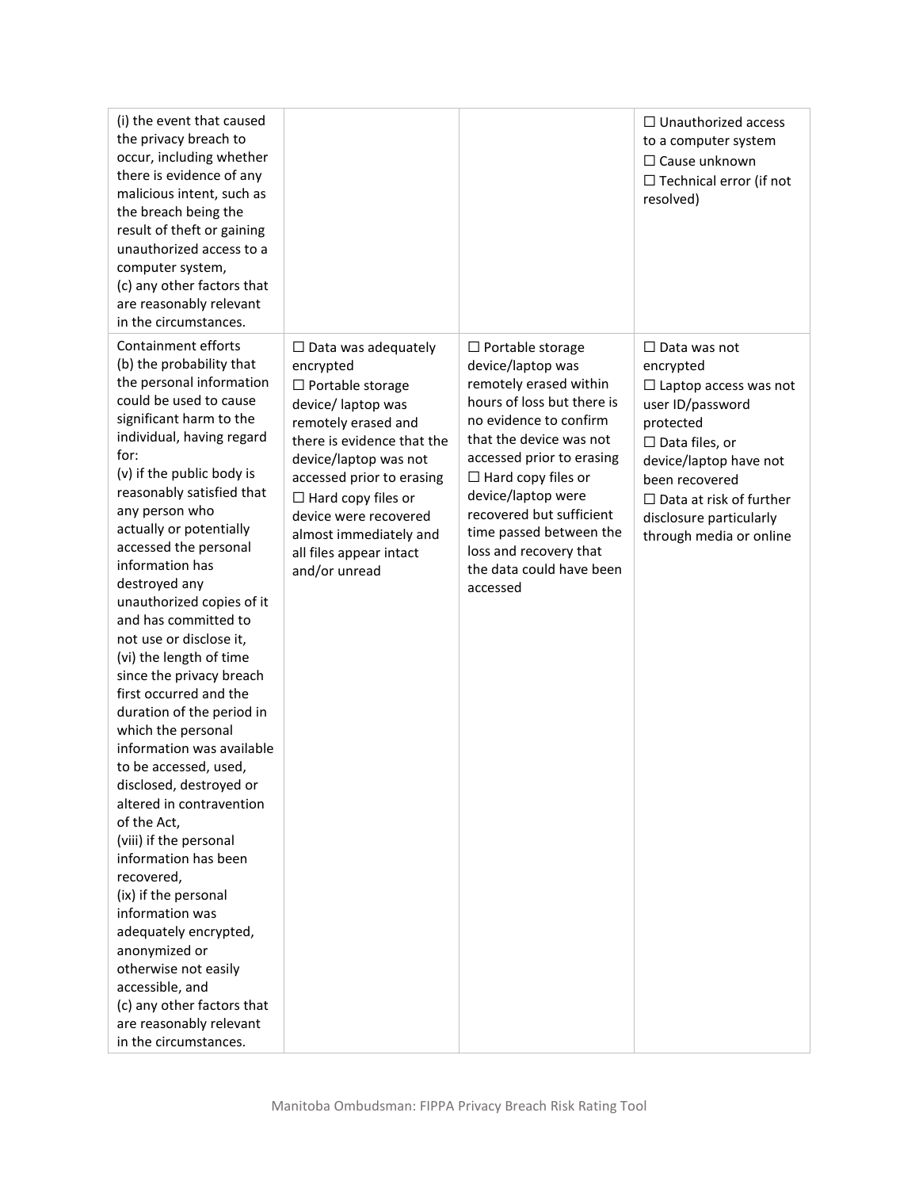| | | | |
|---|---|---|---|
| (i) the event that caused the privacy breach to occur, including whether there is evidence of any malicious intent, such as the breach being the result of theft or gaining unauthorized access to a computer system,<br>(c) any other factors that are reasonably relevant in the circumstances. | | | ☐ Unauthorized access to a computer system<br>☐ Cause unknown<br>☐ Technical error (if not resolved) |
| Containment efforts<br>(b) the probability that the personal information could be used to cause significant harm to the individual, having regard for:<br>(v) if the public body is reasonably satisfied that any person who actually or potentially accessed the personal information has destroyed any unauthorized copies of it and has committed to not use or disclose it,<br>(vi) the length of time since the privacy breach first occurred and the duration of the period in which the personal information was available to be accessed, used, disclosed, destroyed or altered in contravention of the Act,<br>(viii) if the personal information has been recovered,<br>(ix) if the personal information was adequately encrypted, anonymized or otherwise not easily accessible, and<br>(c) any other factors that are reasonably relevant in the circumstances. | ☐ Data was adequately encrypted<br>☐ Portable storage device/ laptop was remotely erased and there is evidence that the device/laptop was not accessed prior to erasing<br>☐ Hard copy files or device were recovered almost immediately and all files appear intact and/or unread | ☐ Portable storage device/laptop was remotely erased within hours of loss but there is no evidence to confirm that the device was not accessed prior to erasing<br>☐ Hard copy files or device/laptop were recovered but sufficient time passed between the loss and recovery that the data could have been accessed | ☐ Data was not encrypted<br>☐ Laptop access was not user ID/password protected<br>☐ Data files, or device/laptop have not been recovered<br>☐ Data at risk of further disclosure particularly through media or online |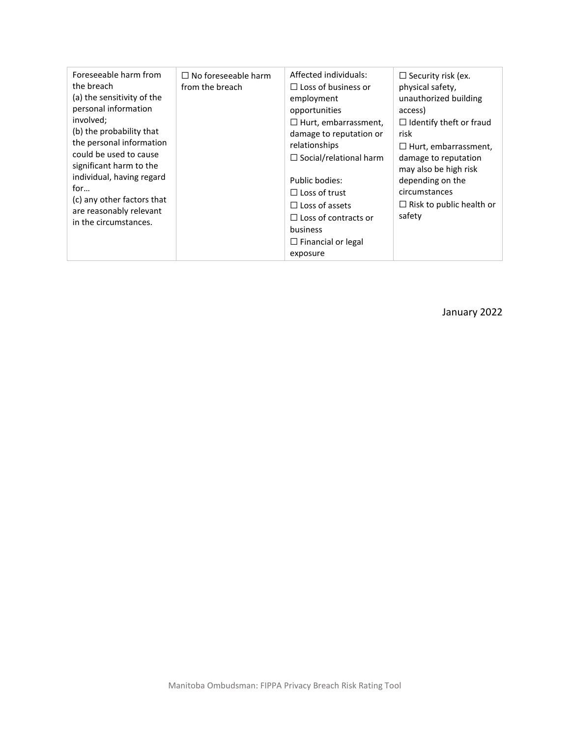| | | | |
|---|---|---|---|
| Foreseeable harm from the breach<br>(a) the sensitivity of the personal information involved;<br>(b) the probability that the personal information could be used to cause significant harm to the individual, having regard for…<br>(c) any other factors that are reasonably relevant in the circumstances. | ☐ No foreseeable harm from the breach | Affected individuals:<br>☐ Loss of business or employment opportunities<br>☐ Hurt, embarrassment, damage to reputation or relationships<br>☐ Social/relational harm<br><br>Public bodies:<br>☐ Loss of trust<br>☐ Loss of assets<br>☐ Loss of contracts or business<br>☐ Financial or legal exposure | ☐ Security risk (ex. physical safety, unauthorized building access)<br>☐ Identify theft or fraud risk<br>☐ Hurt, embarrassment, damage to reputation may also be high risk depending on the circumstances<br>☐ Risk to public health or safety |

January 2022